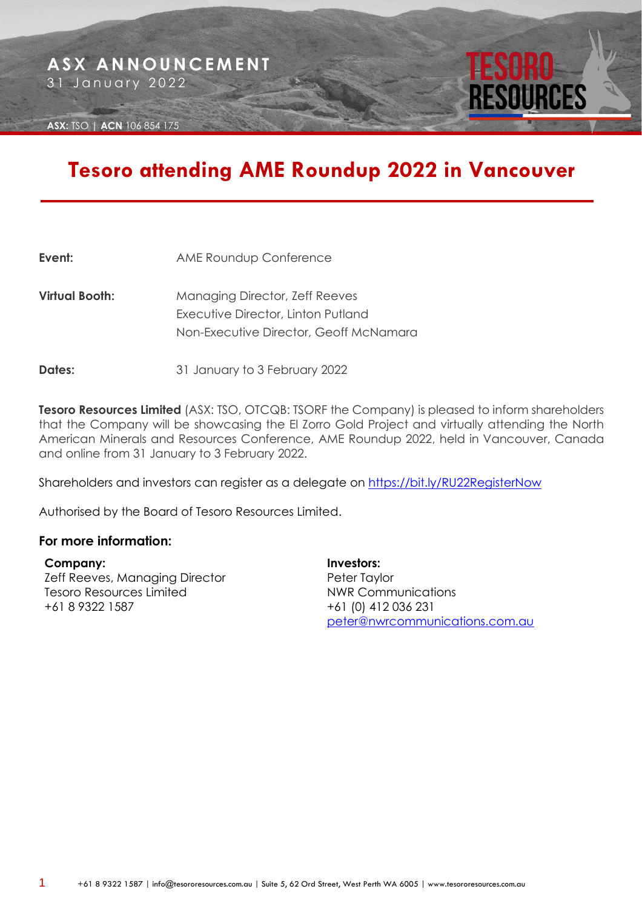ASX ANNOUNCEMENT
31 January 2022

ASX: TSO | ACN 106 854 175

# Tesoro attending AME Roundup 2022 in Vancouver

| | |
|---|---|
| **Event:** | AME Roundup Conference |
| **Virtual Booth:** | Managing Director, Zeff Reeves<br>Executive Director, Linton Putland<br>Non-Executive Director, Geoff McNamara |
| **Dates:** | 31 January to 3 February 2022 |

**Tesoro Resources Limited** (ASX: TSO, OTCQB: TSORF the Company) is pleased to inform shareholders that the Company will be showcasing the El Zorro Gold Project and virtually attending the North American Minerals and Resources Conference, AME Roundup 2022, held in Vancouver, Canada and online from 31 January to 3 February 2022.

Shareholders and investors can register as a delegate on https://bit.ly/RU22RegisterNow

Authorised by the Board of Tesoro Resources Limited.

### For more information:

**Company:**
Zeff Reeves, Managing Director
Tesoro Resources Limited
+61 8 9322 1587

**Investors:**
Peter Taylor
NWR Communications
+61 (0) 412 036 231
peter@nwrcommunications.com.au

+61 8 9322 1587 | info@tesororesources.com.au | Suite 5, 62 Ord Street, West Perth WA 6005 | www.tesororesources.com.au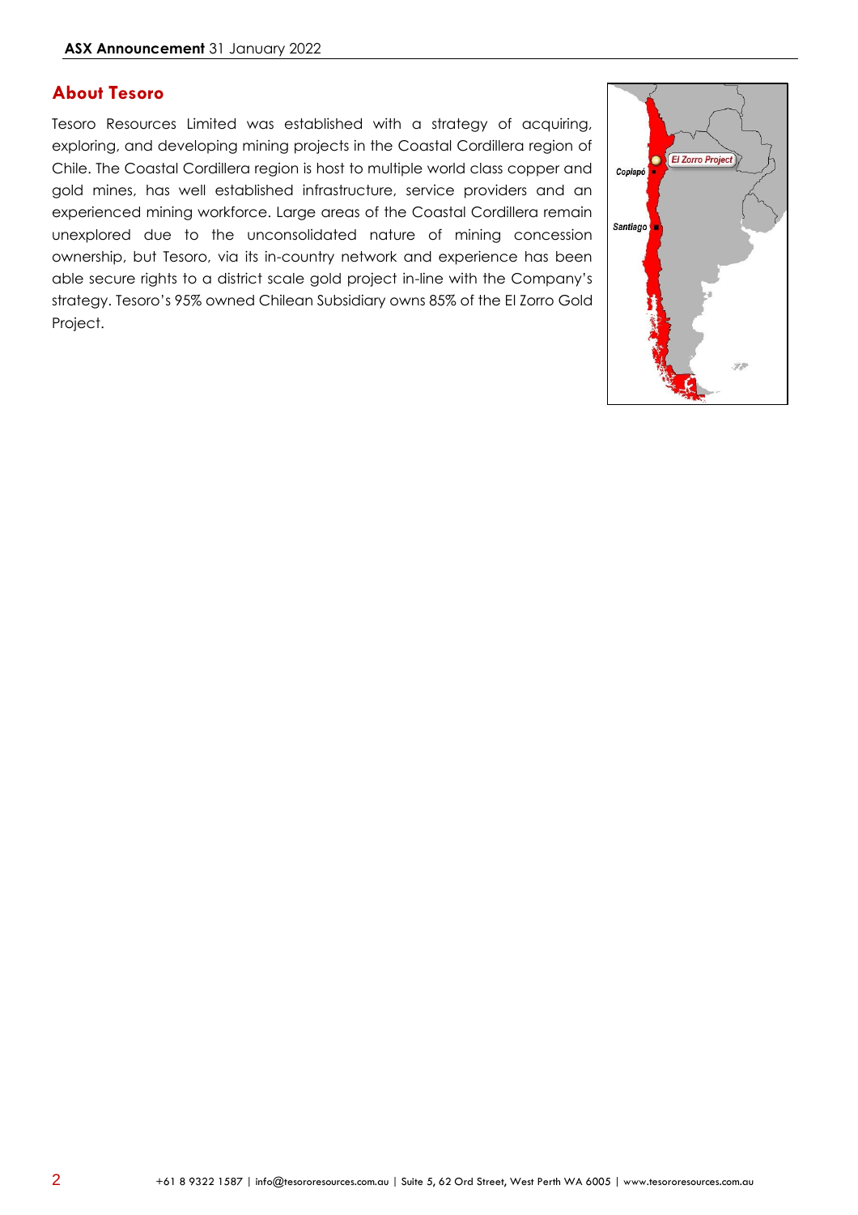## About Tesoro

Tesoro Resources Limited was established with a strategy of acquiring, exploring, and developing mining projects in the Coastal Cordillera region of Chile. The Coastal Cordillera region is host to multiple world class copper and gold mines, has well established infrastructure, service providers and an experienced mining workforce. Large areas of the Coastal Cordillera remain unexplored due to the unconsolidated nature of mining concession ownership, but Tesoro, via its in-country network and experience has been able secure rights to a district scale gold project in-line with the Company's strategy. Tesoro's 95% owned Chilean Subsidiary owns 85% of the El Zorro Gold Project.

El Zorro Project

Copiapó

Santiago